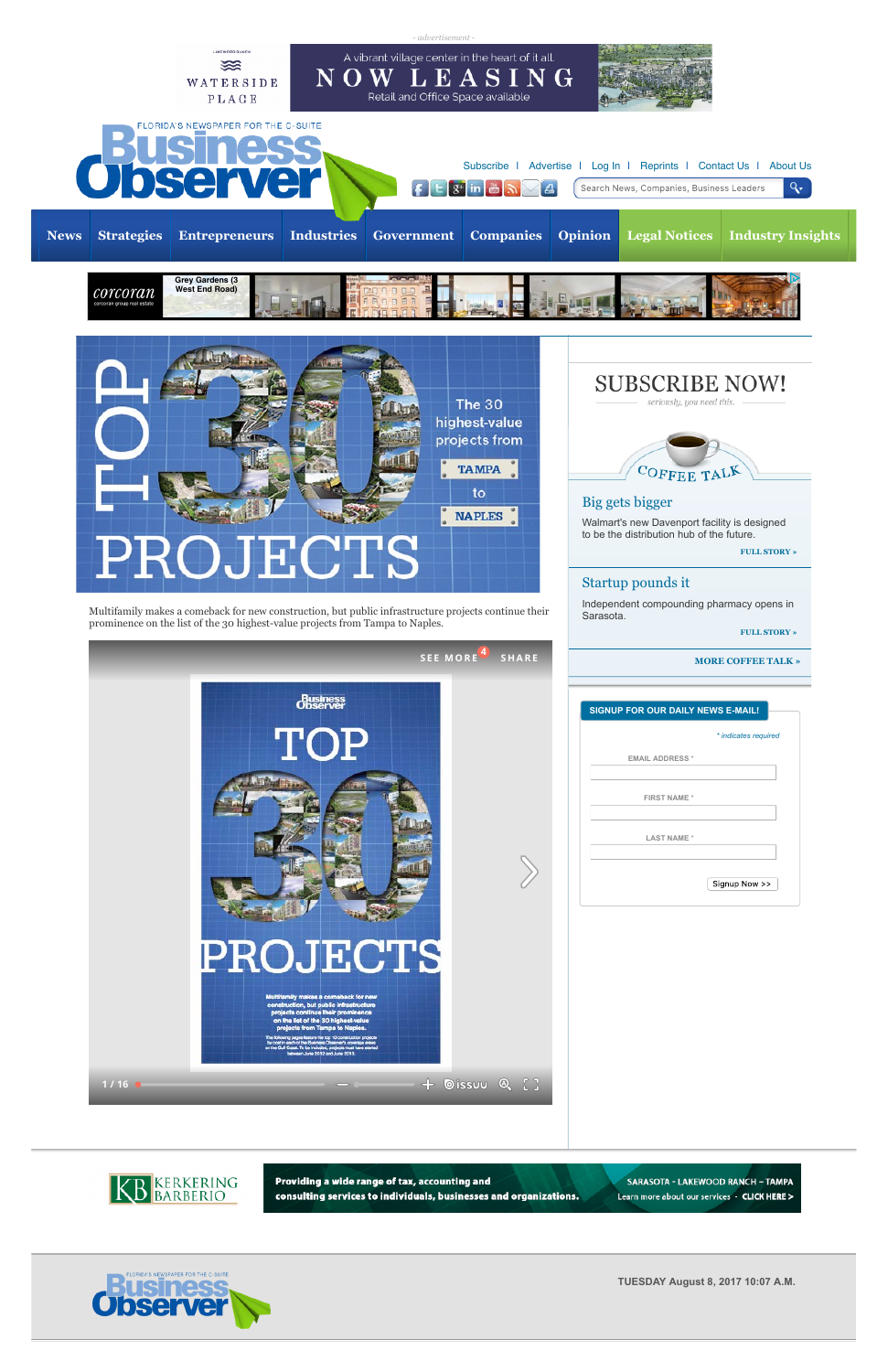- advertisement -

WATERSIDE PLACE

A vibrant village center in the heart of it all

NOW LEASING

Retail and Office Space available

FLORIDA'S NEWSPAPER FOR THE C-SUITE

# Business Observer

Subscribe | Advertise | Log In | Reprints | Contact Us | About Us

Search News, Companies, Business Leaders

News | Strategies | Entrepreneurs | Industries | Government | Companies | Opinion | Legal Notices | Industry Insights

corcoran — Grey Gardens (3 West End Road)

# TOP 30 PROJECTS

The 30 highest-value projects from TAMPA to NAPLES

Multifamily makes a comeback for new construction, but public infrastructure projects continue their prominence on the list of the 30 highest-value projects from Tampa to Naples.

SEE MORE 4 SHARE

Business Observer

TOP 30 PROJECTS

Multifamily makes a comeback for new construction, but public infrastructure projects continue their prominence on the list of the 30 highest-value projects from Tampa to Naples.

1 / 16

## SUBSCRIBE NOW!

*seriously, you need this.*

### COFFEE TALK

### Big gets bigger

Walmart's new Davenport facility is designed to be the distribution hub of the future.

FULL STORY »

### Startup pounds it

Independent compounding pharmacy opens in Sarasota.

FULL STORY »

MORE COFFEE TALK »

**SIGNUP FOR OUR DAILY NEWS E-MAIL!**

* indicates required

EMAIL ADDRESS *

FIRST NAME *

LAST NAME *

Signup Now >>

KERKERING BARBERIO

Providing a wide range of tax, accounting and consulting services to individuals, businesses and organizations.

SARASOTA - LAKEWOOD RANCH - TAMPA

Learn more about our services - CLICK HERE >

FLORIDA'S NEWSPAPER FOR THE C-SUITE

Business Observer

TUESDAY August 8, 2017 10:07 A.M.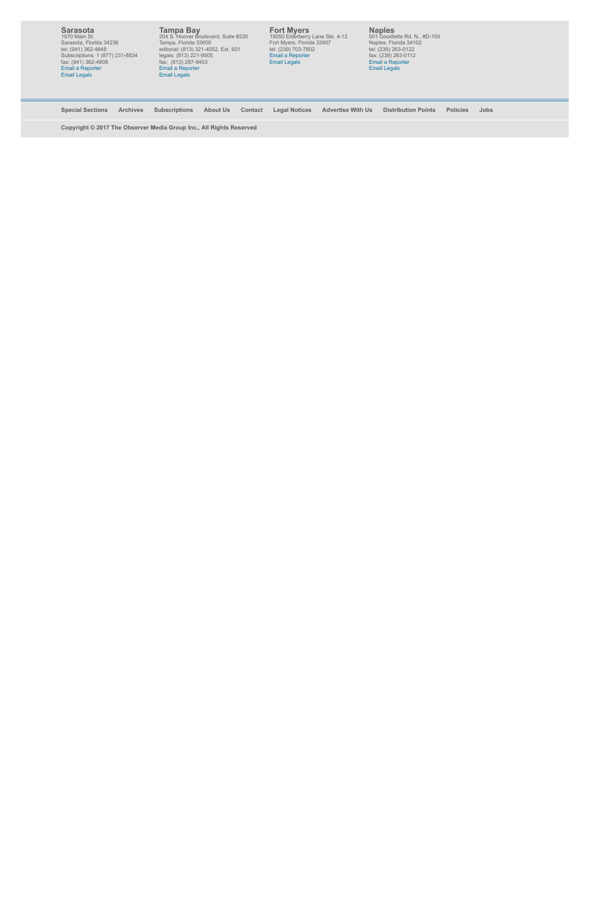**Sarasota**
1970 Main St.
Sarasota, Florida 34236
tel: (941) 362-4848
Subscriptions: 1 (877) 231-8834
fax: (941) 362-4808
Email a Reporter
Email Legals

**Tampa Bay**
204 S. Hoover Boulevard, Suite #220
Tampa, Florida 33609
editorial: (813) 321-4052, Ext. 601
legals: (813) 221-9505
fax: (813) 287-9403
Email a Reporter
Email Legals

**Fort Myers**
15050 Elderberry Lane Ste. 4-12
Fort Myers, Florida 33907
tel: (239) 703-7802
Email a Reporter
Email Legals

**Naples**
501 Goodlette Rd. N., #D-100
Naples, Florida 34102
tel: (239) 263-0122
fax: (239) 263-0112
Email a Reporter
Email Legals

**Special Sections** **Archives** **Subscriptions** **About Us** **Contact** **Legal Notices** **Advertise With Us** **Distribution Points** **Policies** **Jobs**

**Copyright © 2017 The Observer Media Group Inc., All Rights Reserved**